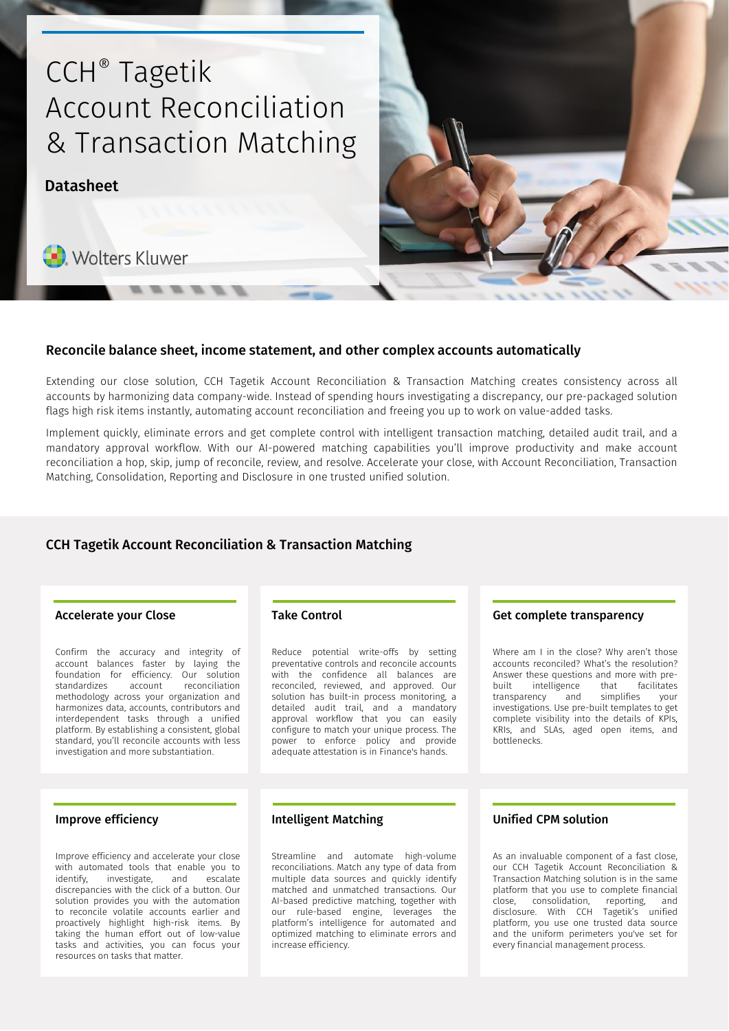# CCH® Tagetik Account Reconciliation & Transaction Matching

**Datasheet**

Wolters Kluwer

## Reconcile balance sheet, income statement, and other complex accounts automatically

Extending our close solution, CCH Tagetik Account Reconciliation & Transaction Matching creates consistency across all accounts by harmonizing data company-wide. Instead of spending hours investigating a discrepancy, our pre-packaged solution flags high risk items instantly, automating account reconciliation and freeing you up to work on value-added tasks.

Implement quickly, eliminate errors and get complete control with intelligent transaction matching, detailed audit trail, and a mandatory approval workflow. With our AI-powered matching capabilities you'll improve productivity and make account reconciliation a hop, skip, jump of reconcile, review, and resolve. Accelerate your close, with Account Reconciliation, Transaction Matching, Consolidation, Reporting and Disclosure in one trusted unified solution.

## CCH Tagetik Account Reconciliation & Transaction Matching

### Accelerate your Close

Confirm the accuracy and integrity of account balances faster by laying the foundation for efficiency. Our solution standardizes account reconciliation methodology across your organization and harmonizes data, accounts, contributors and interdependent tasks through a unified platform. By establishing a consistent, global standard, you'll reconcile accounts with less investigation and more substantiation.

### Take Control

Reduce potential write-offs by setting preventative controls and reconcile accounts with the confidence all balances are reconciled, reviewed, and approved. Our solution has built-in process monitoring, a detailed audit trail, and a mandatory approval workflow that you can easily configure to match your unique process. The power to enforce policy and provide adequate attestation is in Finance's hands.

### Get complete transparency

Where am I in the close? Why aren't those accounts reconciled? What's the resolution? Answer these questions and more with pre-built intelligence that facilitates transparency and simplifies your investigations. Use pre-built templates to get complete visibility into the details of KPIs, KRIs, and SLAs, aged open items, and bottlenecks.

### Improve efficiency

Improve efficiency and accelerate your close with automated tools that enable you to identify, investigate, and escalate discrepancies with the click of a button. Our solution provides you with the automation to reconcile volatile accounts earlier and proactively highlight high-risk items. By taking the human effort out of low-value tasks and activities, you can focus your resources on tasks that matter.

### Intelligent Matching

Streamline and automate high-volume reconciliations. Match any type of data from multiple data sources and quickly identify matched and unmatched transactions. Our AI-based predictive matching, together with our rule-based engine, leverages the platform's intelligence for automated and optimized matching to eliminate errors and increase efficiency.

### Unified CPM solution

As an invaluable component of a fast close, our CCH Tagetik Account Reconciliation & Transaction Matching solution is in the same platform that you use to complete financial close, consolidation, reporting, and disclosure. With CCH Tagetik's unified platform, you use one trusted data source and the uniform perimeters you've set for every financial management process.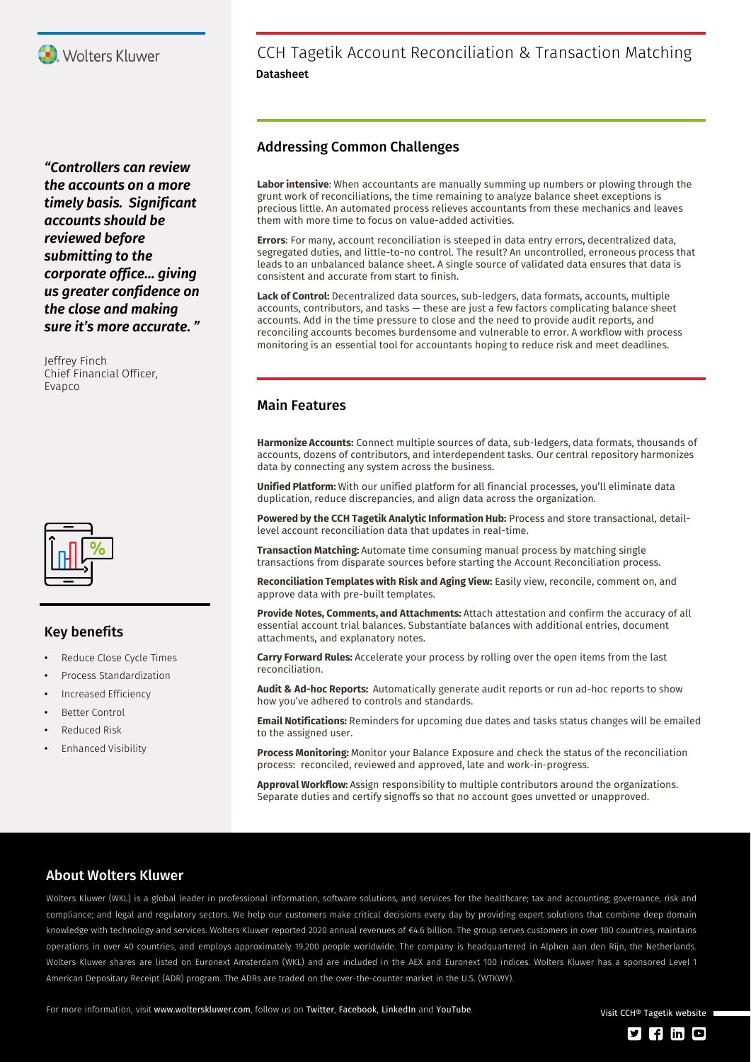CCH Tagetik Account Reconciliation & Transaction Matching

**Datasheet**

*"Controllers can review the accounts on a more timely basis. Significant accounts should be reviewed before submitting to the corporate office... giving us greater confidence on the close and making sure it's more accurate. "*

Jeffrey Finch
Chief Financial Officer,
Evapco

## Key benefits

- Reduce Close Cycle Times
- Process Standardization
- Increased Efficiency
- Better Control
- Reduced Risk
- Enhanced Visibility

## Addressing Common Challenges

**Labor intensive**: When accountants are manually summing up numbers or plowing through the grunt work of reconciliations, the time remaining to analyze balance sheet exceptions is precious little. An automated process relieves accountants from these mechanics and leaves them with more time to focus on value-added activities.

**Errors**: For many, account reconciliation is steeped in data entry errors, decentralized data, segregated duties, and little-to-no control. The result? An uncontrolled, erroneous process that leads to an unbalanced balance sheet. A single source of validated data ensures that data is consistent and accurate from start to finish.

**Lack of Control:** Decentralized data sources, sub-ledgers, data formats, accounts, multiple accounts, contributors, and tasks — these are just a few factors complicating balance sheet accounts. Add in the time pressure to close and the need to provide audit reports, and reconciling accounts becomes burdensome and vulnerable to error. A workflow with process monitoring is an essential tool for accountants hoping to reduce risk and meet deadlines.

## Main Features

**Harmonize Accounts:** Connect multiple sources of data, sub-ledgers, data formats, thousands of accounts, dozens of contributors, and interdependent tasks. Our central repository harmonizes data by connecting any system across the business.

**Unified Platform:** With our unified platform for all financial processes, you'll eliminate data duplication, reduce discrepancies, and align data across the organization.

**Powered by the CCH Tagetik Analytic Information Hub:** Process and store transactional, detail-level account reconciliation data that updates in real-time.

**Transaction Matching:** Automate time consuming manual process by matching single transactions from disparate sources before starting the Account Reconciliation process.

**Reconciliation Templates with Risk and Aging View:** Easily view, reconcile, comment on, and approve data with pre-built templates.

**Provide Notes, Comments, and Attachments:** Attach attestation and confirm the accuracy of all essential account trial balances. Substantiate balances with additional entries, document attachments, and explanatory notes.

**Carry Forward Rules:** Accelerate your process by rolling over the open items from the last reconciliation.

**Audit & Ad-hoc Reports:** Automatically generate audit reports or run ad-hoc reports to show how you've adhered to controls and standards.

**Email Notifications:** Reminders for upcoming due dates and tasks status changes will be emailed to the assigned user.

**Process Monitoring:** Monitor your Balance Exposure and check the status of the reconciliation process: reconciled, reviewed and approved, late and work-in-progress.

**Approval Workflow:** Assign responsibility to multiple contributors around the organizations. Separate duties and certify signoffs so that no account goes unvetted or unapproved.

## About Wolters Kluwer

Wolters Kluwer (WKL) is a global leader in professional information, software solutions, and services for the healthcare; tax and accounting; governance, risk and compliance; and legal and regulatory sectors. We help our customers make critical decisions every day by providing expert solutions that combine deep domain knowledge with technology and services. Wolters Kluwer reported 2020 annual revenues of €4.6 billion. The group serves customers in over 180 countries, maintains operations in over 40 countries, and employs approximately 19,200 people worldwide. The company is headquartered in Alphen aan den Rijn, the Netherlands. Wolters Kluwer shares are listed on Euronext Amsterdam (WKL) and are included in the AEX and Euronext 100 indices. Wolters Kluwer has a sponsored Level 1 American Depositary Receipt (ADR) program. The ADRs are traded on the over-the-counter market in the U.S. (WTKWY).

For more information, visit www.wolterskluwer.com, follow us on Twitter, Facebook, LinkedIn and YouTube.

Visit CCH® Tagetik website